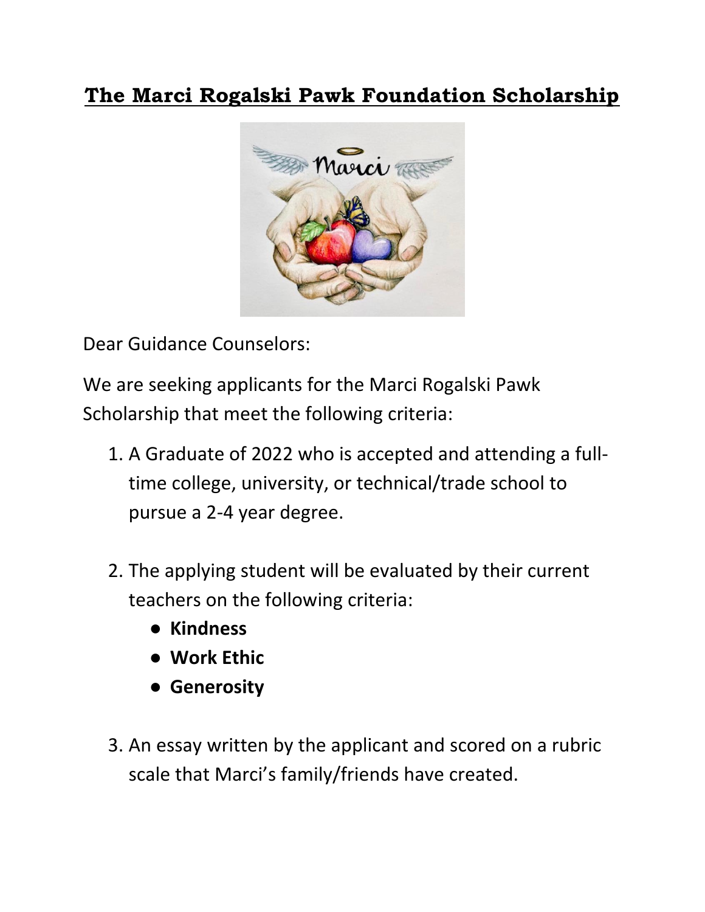# The Marci Rogalski Pawk Foundation Scholarship

Dear Guidance Counselors:

We are seeking applicants for the Marci Rogalski Pawk Scholarship that meet the following criteria:

1. A Graduate of 2022 who is accepted and attending a full-time college, university, or technical/trade school to pursue a 2-4 year degree.

2. The applying student will be evaluated by their current teachers on the following criteria:
   - **Kindness**
   - **Work Ethic**
   - **Generosity**

3. An essay written by the applicant and scored on a rubric scale that Marci's family/friends have created.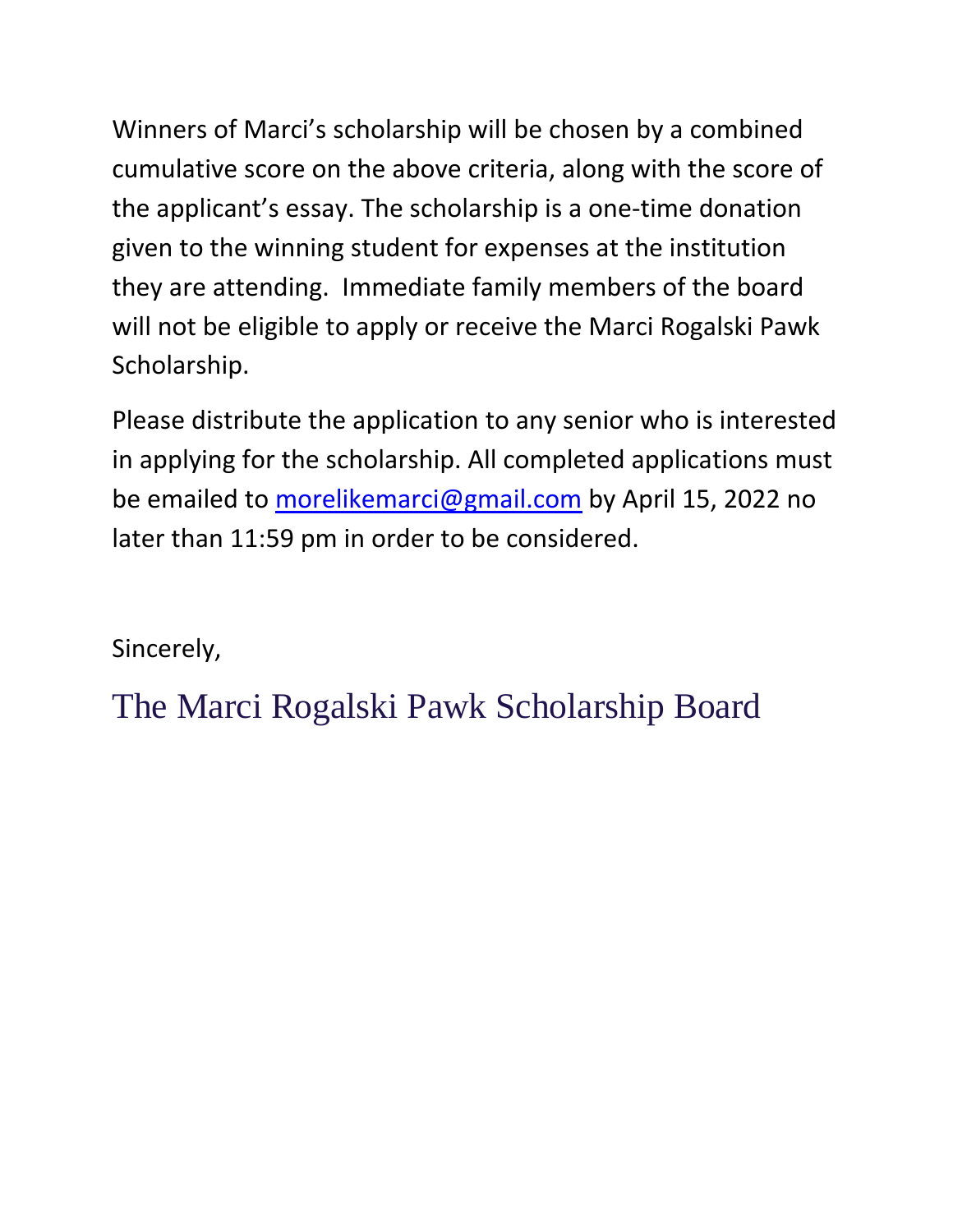Winners of Marci's scholarship will be chosen by a combined cumulative score on the above criteria, along with the score of the applicant's essay. The scholarship is a one-time donation given to the winning student for expenses at the institution they are attending. Immediate family members of the board will not be eligible to apply or receive the Marci Rogalski Pawk Scholarship.

Please distribute the application to any senior who is interested in applying for the scholarship. All completed applications must be emailed to morelikemarci@gmail.com by April 15, 2022 no later than 11:59 pm in order to be considered.

Sincerely,

The Marci Rogalski Pawk Scholarship Board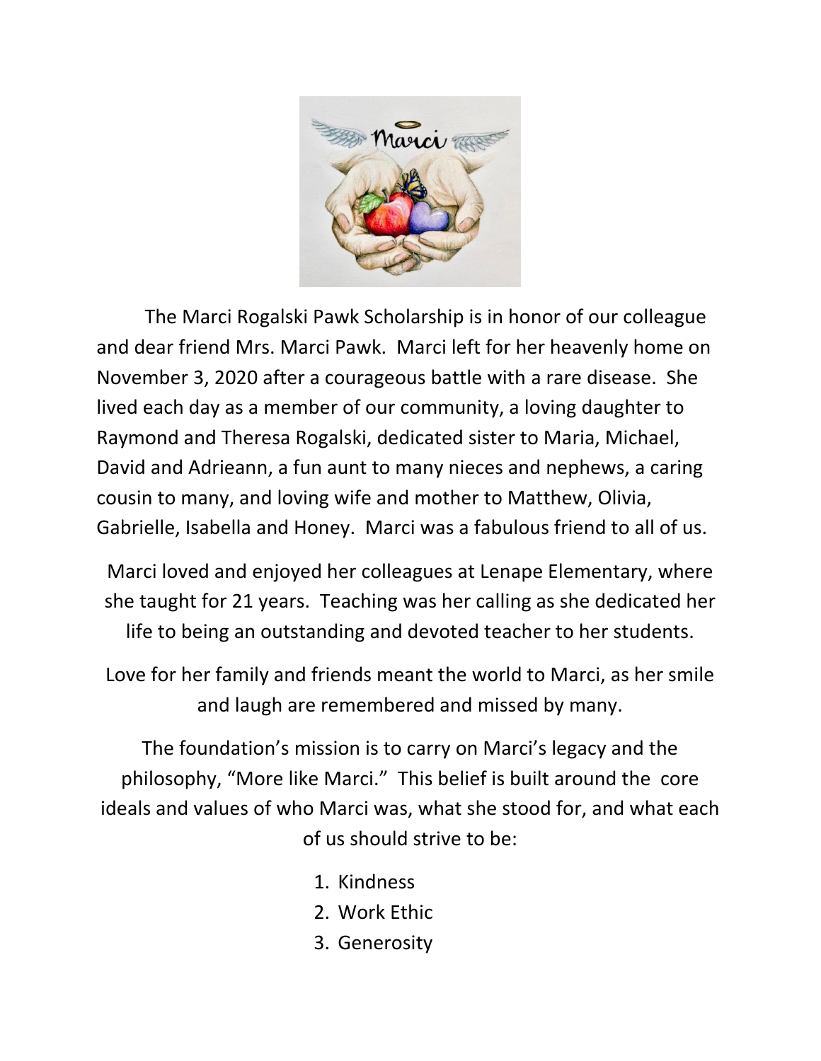The Marci Rogalski Pawk Scholarship is in honor of our colleague and dear friend Mrs. Marci Pawk. Marci left for her heavenly home on November 3, 2020 after a courageous battle with a rare disease. She lived each day as a member of our community, a loving daughter to Raymond and Theresa Rogalski, dedicated sister to Maria, Michael, David and Adrieann, a fun aunt to many nieces and nephews, a caring cousin to many, and loving wife and mother to Matthew, Olivia, Gabrielle, Isabella and Honey. Marci was a fabulous friend to all of us.

Marci loved and enjoyed her colleagues at Lenape Elementary, where she taught for 21 years. Teaching was her calling as she dedicated her life to being an outstanding and devoted teacher to her students.

Love for her family and friends meant the world to Marci, as her smile and laugh are remembered and missed by many.

The foundation's mission is to carry on Marci's legacy and the philosophy, "More like Marci." This belief is built around the core ideals and values of who Marci was, what she stood for, and what each of us should strive to be:

1. Kindness
2. Work Ethic
3. Generosity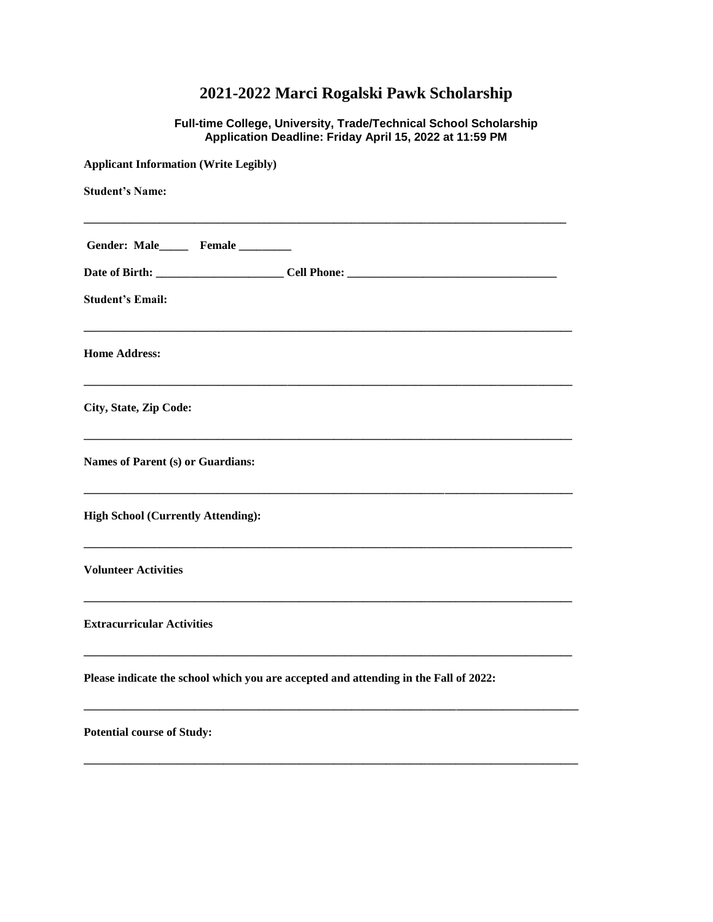# 2021-2022 Marci Rogalski Pawk Scholarship

**Full-time College, University, Trade/Technical School Scholarship**
**Application Deadline: Friday April 15, 2022 at 11:59 PM**

**Applicant Information (Write Legibly)**

**Student's Name:**

______________________________________________________________________________

**Gender: Male_____ Female _________**

**Date of Birth: ______________________ Cell Phone: ____________________________________**

**Student's Email:**

______________________________________________________________________________

**Home Address:**

______________________________________________________________________________

**City, State, Zip Code:**

______________________________________________________________________________

**Names of Parent (s) or Guardians:**

______________________________________________________________________________

**High School (Currently Attending):**

______________________________________________________________________________

**Volunteer Activities**

______________________________________________________________________________

**Extracurricular Activities**

______________________________________________________________________________

**Please indicate the school which you are accepted and attending in the Fall of 2022:**

______________________________________________________________________________

**Potential course of Study:**

______________________________________________________________________________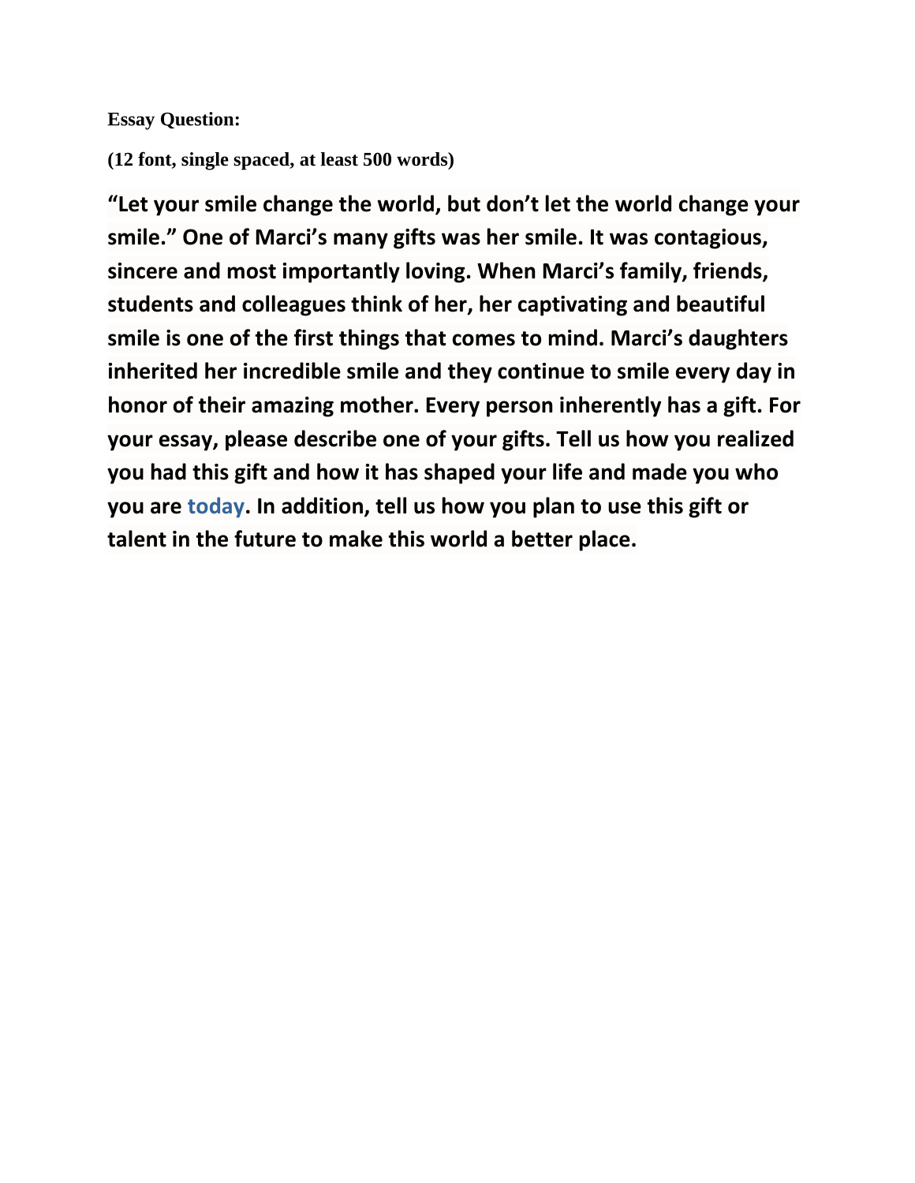**Essay Question:**

**(12 font, single spaced, at least 500 words)**

**"Let your smile change the world, but don't let the world change your smile." One of Marci's many gifts was her smile. It was contagious, sincere and most importantly loving. When Marci's family, friends, students and colleagues think of her, her captivating and beautiful smile is one of the first things that comes to mind. Marci's daughters inherited her incredible smile and they continue to smile every day in honor of their amazing mother. Every person inherently has a gift. For your essay, please describe one of your gifts. Tell us how you realized you had this gift and how it has shaped your life and made you who you are today. In addition, tell us how you plan to use this gift or talent in the future to make this world a better place.**